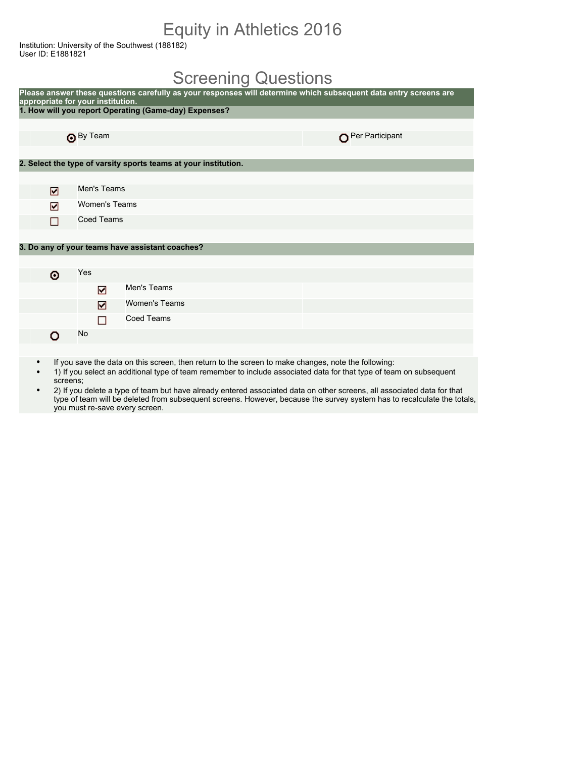# Equity in Athletics 2016

Institution: University of the Southwest (188182)
User ID: E1881821

## Screening Questions

**Please answer these questions carefully as your responses will determine which subsequent data entry screens are appropriate for your institution.**

**1. How will you report Operating (Game-day) Expenses?**

- (●) By Team
- ( ) Per Participant

**2. Select the type of varsity sports teams at your institution.**

- [x] Men's Teams
- [x] Women's Teams
- [ ] Coed Teams

**3. Do any of your teams have assistant coaches?**

- (●) Yes
  - [x] Men's Teams
  - [x] Women's Teams
  - [ ] Coed Teams
- ( ) No

- If you save the data on this screen, then return to the screen to make changes, note the following:
- 1) If you select an additional type of team remember to include associated data for that type of team on subsequent screens;
- 2) If you delete a type of team but have already entered associated data on other screens, all associated data for that type of team will be deleted from subsequent screens. However, because the survey system has to recalculate the totals, you must re-save every screen.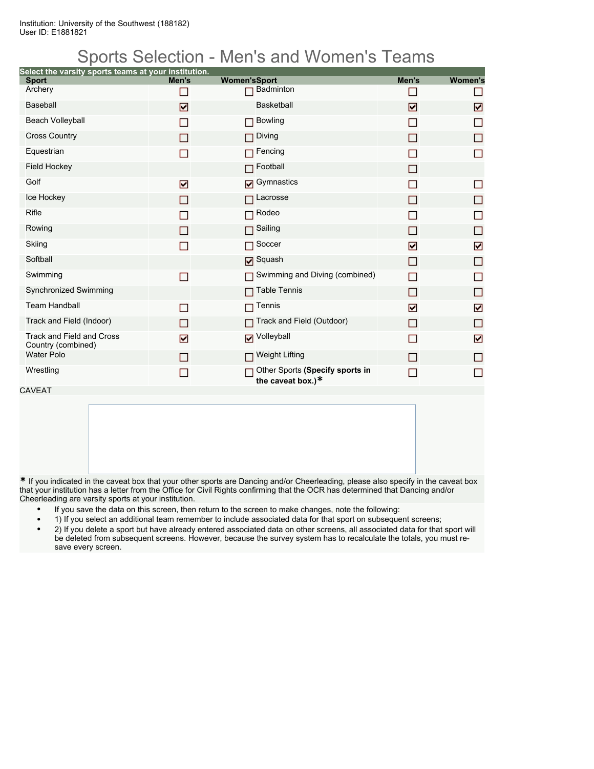Institution: University of the Southwest (188182)
User ID: E1881821

# Sports Selection - Men's and Women's Teams

**Select the varsity sports teams at your institution.**

| Sport | Men's | Women's | Sport | Men's | Women's |
|---|---|---|---|---|---|
| Archery | ☐ | ☐ | Badminton | ☐ | ☐ |
| Baseball | ☑ | | Basketball | ☑ | ☑ |
| Beach Volleyball | ☐ | ☐ | Bowling | ☐ | ☐ |
| Cross Country | ☐ | ☐ | Diving | ☐ | ☐ |
| Equestrian | ☐ | ☐ | Fencing | ☐ | ☐ |
| Field Hockey | | ☐ | Football | ☐ | |
| Golf | ☑ | ☑ | Gymnastics | ☐ | ☐ |
| Ice Hockey | ☐ | ☐ | Lacrosse | ☐ | ☐ |
| Rifle | ☐ | ☐ | Rodeo | ☐ | ☐ |
| Rowing | ☐ | ☐ | Sailing | ☐ | ☐ |
| Skiing | ☐ | ☐ | Soccer | ☑ | ☑ |
| Softball | | ☑ | Squash | ☐ | ☐ |
| Swimming | ☐ | ☐ | Swimming and Diving (combined) | ☐ | ☐ |
| Synchronized Swimming | | ☐ | Table Tennis | ☐ | ☐ |
| Team Handball | ☐ | ☐ | Tennis | ☑ | ☑ |
| Track and Field (Indoor) | ☐ | ☐ | Track and Field (Outdoor) | ☐ | ☐ |
| Track and Field and Cross Country (combined) | ☑ | ☑ | Volleyball | ☐ | ☑ |
| Water Polo | ☐ | ☐ | Weight Lifting | ☐ | ☐ |
| Wrestling | ☐ | ☐ | Other Sports **(Specify sports in the caveat box.)*** | ☐ | ☐ |

CAVEAT

*** If you indicated in the caveat box that your other sports are Dancing and/or Cheerleading, please also specify in the caveat box that your institution has a letter from the Office for Civil Rights confirming that the OCR has determined that Dancing and/or Cheerleading are varsity sports at your institution.

- If you save the data on this screen, then return to the screen to make changes, note the following:
- 1) If you select an additional team remember to include associated data for that sport on subsequent screens;
- 2) If you delete a sport but have already entered associated data on other screens, all associated data for that sport will be deleted from subsequent screens. However, because the survey system has to recalculate the totals, you must re-save every screen.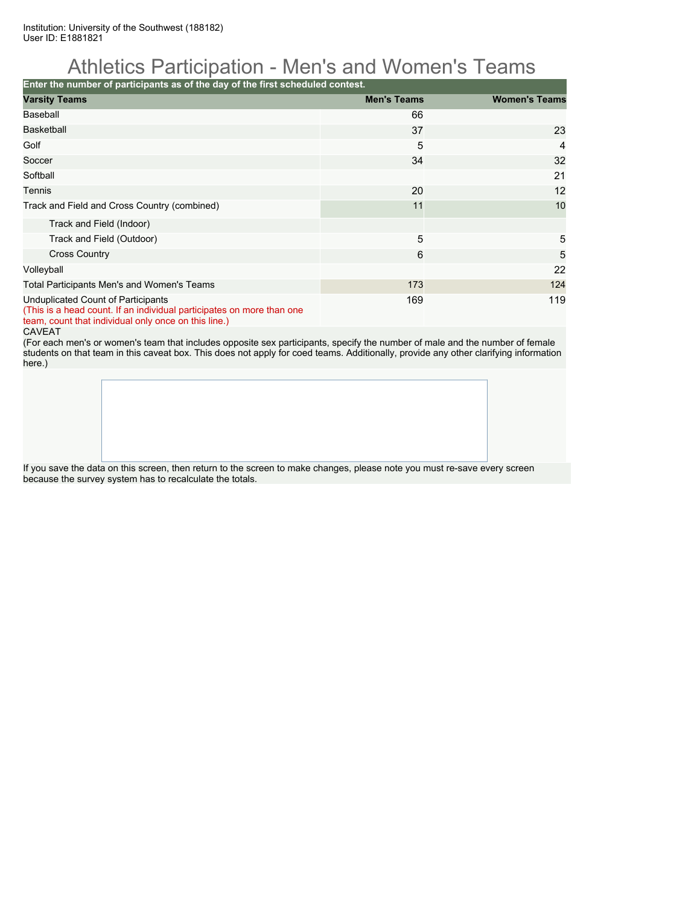Institution: University of the Southwest (188182)
User ID: E1881821

# Athletics Participation - Men's and Women's Teams

**Enter the number of participants as of the day of the first scheduled contest.**

| Varsity Teams | Men's Teams | Women's Teams |
|---|---|---|
| Baseball | 66 | |
| Basketball | 37 | 23 |
| Golf | 5 | 4 |
| Soccer | 34 | 32 |
| Softball | | 21 |
| Tennis | 20 | 12 |
| Track and Field and Cross Country (combined) | 11 | 10 |
| Track and Field (Indoor) | | |
| Track and Field (Outdoor) | 5 | 5 |
| Cross Country | 6 | 5 |
| Volleyball | | 22 |
| Total Participants Men's and Women's Teams | 173 | 124 |
| Unduplicated Count of Participants (This is a head count. If an individual participates on more than one team, count that individual only once on this line.) | 169 | 119 |

CAVEAT
(For each men's or women's team that includes opposite sex participants, specify the number of male and the number of female students on that team in this caveat box. This does not apply for coed teams. Additionally, provide any other clarifying information here.)

If you save the data on this screen, then return to the screen to make changes, please note you must re-save every screen because the survey system has to recalculate the totals.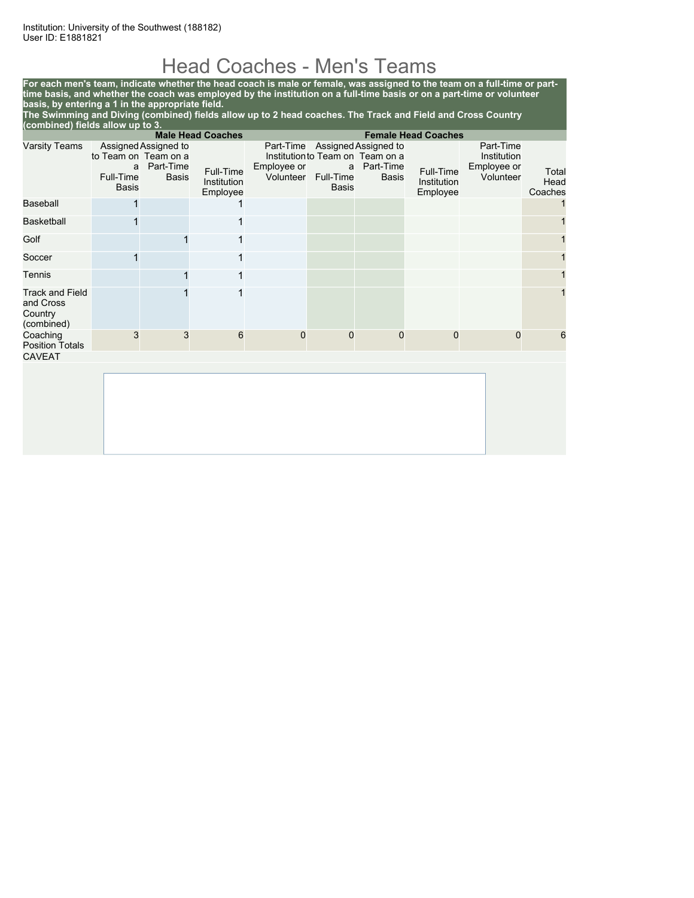Institution: University of the Southwest (188182)
User ID: E1881821

# Head Coaches - Men's Teams

**For each men's team, indicate whether the head coach is male or female, was assigned to the team on a full-time or part-time basis, and whether the coach was employed by the institution on a full-time basis or on a part-time or volunteer basis, by entering a 1 in the appropriate field.**
**The Swimming and Diving (combined) fields allow up to 2 head coaches. The Track and Field and Cross Country (combined) fields allow up to 3.**

| | Male Head Coaches | | | | Female Head Coaches | | | | |
|---|---|---|---|---|---|---|---|---|---|
| Varsity Teams | Assigned to Team on a Full-Time Basis | Assigned to Team on a Part-Time Basis | Full-Time Institution Employee | Part-Time Institution Employee or Volunteer | Assigned to Team on a Full-Time Basis | Assigned to Team on a Part-Time Basis | Full-Time Institution Employee | Part-Time Institution Employee or Volunteer | Total Head Coaches |
| Baseball | 1 | | 1 | | | | | | 1 |
| Basketball | 1 | | 1 | | | | | | 1 |
| Golf | | 1 | 1 | | | | | | 1 |
| Soccer | 1 | | 1 | | | | | | 1 |
| Tennis | | 1 | 1 | | | | | | 1 |
| Track and Field and Cross Country (combined) | | 1 | 1 | | | | | | 1 |
| Coaching Position Totals | 3 | 3 | 6 | 0 | 0 | 0 | 0 | 0 | 6 |

CAVEAT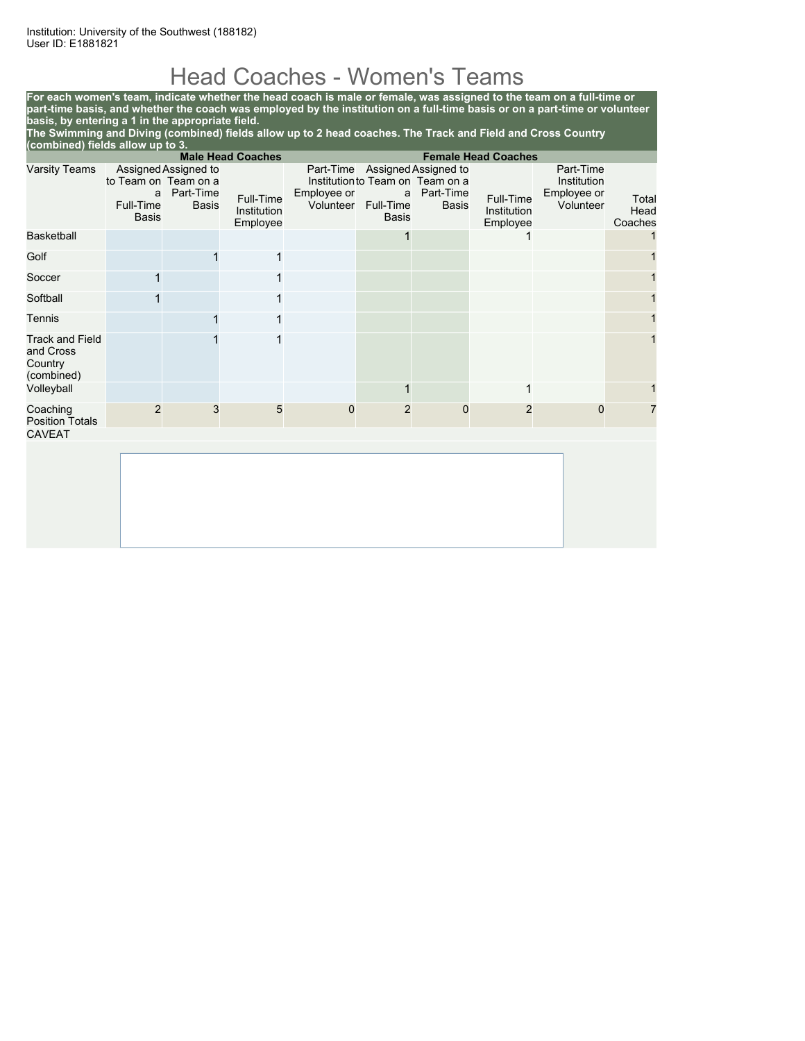Institution: University of the Southwest (188182)
User ID: E1881821

# Head Coaches - Women's Teams

**For each women's team, indicate whether the head coach is male or female, was assigned to the team on a full-time or part-time basis, and whether the coach was employed by the institution on a full-time basis or on a part-time or volunteer basis, by entering a 1 in the appropriate field.**
**The Swimming and Diving (combined) fields allow up to 2 head coaches. The Track and Field and Cross Country (combined) fields allow up to 3.**

| | Male Head Coaches | | | | Female Head Coaches | | | | |
|---|---|---|---|---|---|---|---|---|---|
| Varsity Teams | Assigned to Team on a Full-Time Basis | Assigned to Team on a Part-Time Basis | Full-Time Institution Employee | Part-Time Institution Employee or Volunteer | Assigned to Team on a Full-Time Basis | Assigned to Team on a Part-Time Basis | Full-Time Institution Employee | Part-Time Institution Employee or Volunteer | Total Head Coaches |
| Basketball | | | | | 1 | | 1 | | 1 |
| Golf | | 1 | 1 | | | | | | 1 |
| Soccer | 1 | | 1 | | | | | | 1 |
| Softball | 1 | | 1 | | | | | | 1 |
| Tennis | | 1 | 1 | | | | | | 1 |
| Track and Field and Cross Country (combined) | | 1 | 1 | | | | | | 1 |
| Volleyball | | | | | 1 | | 1 | | 1 |
| Coaching Position Totals | 2 | 3 | 5 | 0 | 2 | 0 | 2 | 0 | 7 |

CAVEAT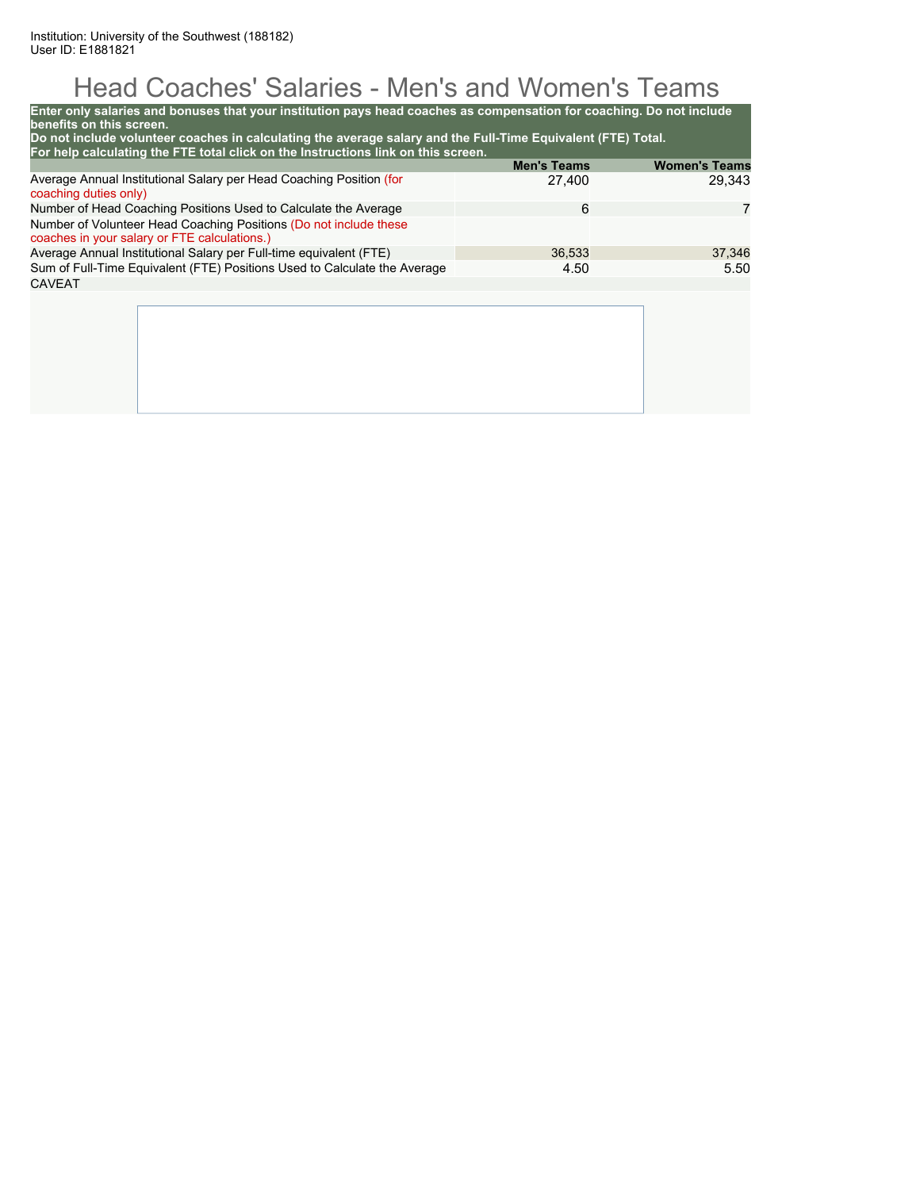Institution: University of the Southwest (188182)
User ID: E1881821

# Head Coaches' Salaries - Men's and Women's Teams

**Enter only salaries and bonuses that your institution pays head coaches as compensation for coaching. Do not include benefits on this screen.**
**Do not include volunteer coaches in calculating the average salary and the Full-Time Equivalent (FTE) Total.**
**For help calculating the FTE total click on the Instructions link on this screen.**

| | Men's Teams | Women's Teams |
|---|---|---|
| Average Annual Institutional Salary per Head Coaching Position (for coaching duties only) | 27,400 | 29,343 |
| Number of Head Coaching Positions Used to Calculate the Average | 6 | 7 |
| Number of Volunteer Head Coaching Positions (Do not include these coaches in your salary or FTE calculations.) | | |
| Average Annual Institutional Salary per Full-time equivalent (FTE) | 36,533 | 37,346 |
| Sum of Full-Time Equivalent (FTE) Positions Used to Calculate the Average | 4.50 | 5.50 |

CAVEAT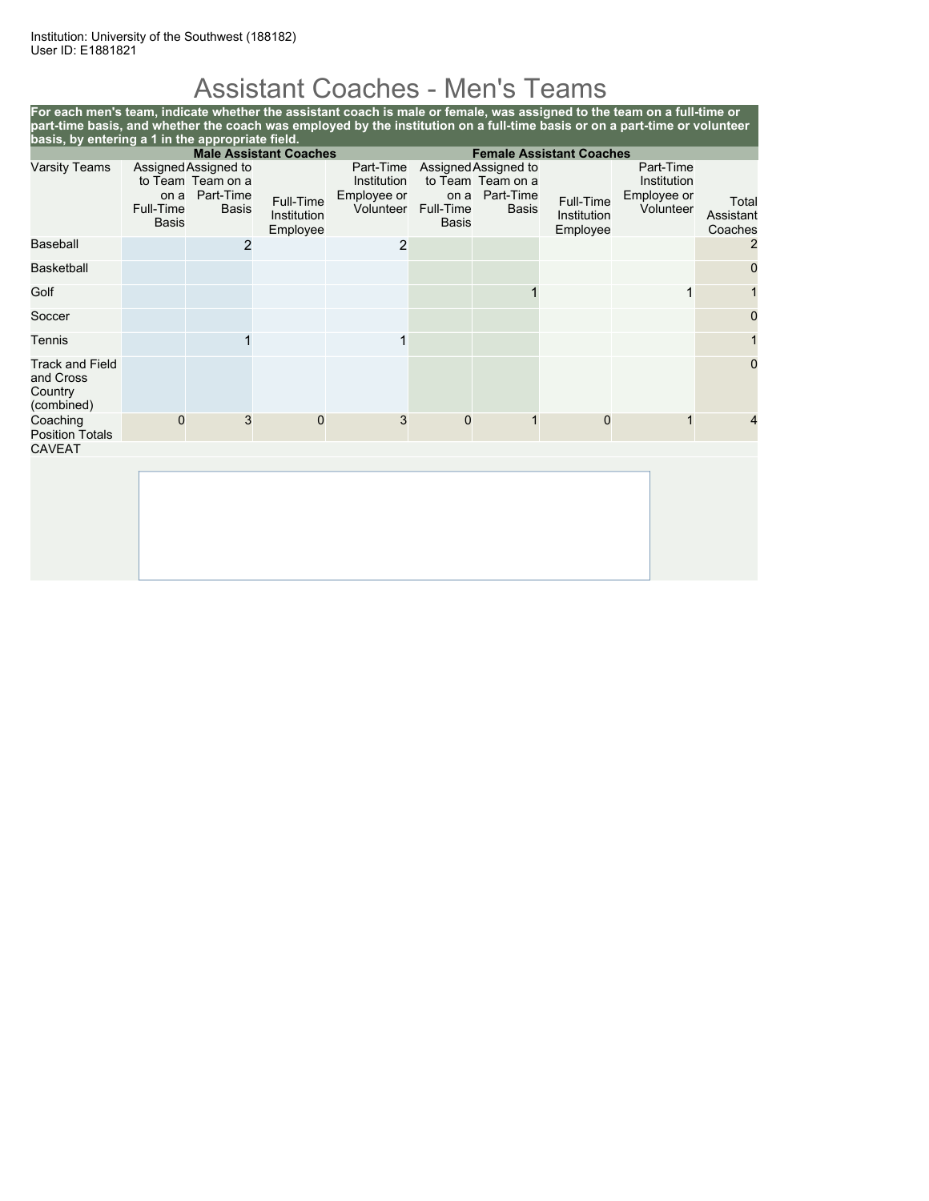Institution: University of the Southwest (188182)
User ID: E1881821

# Assistant Coaches - Men's Teams

**For each men's team, indicate whether the assistant coach is male or female, was assigned to the team on a full-time or part-time basis, and whether the coach was employed by the institution on a full-time basis or on a part-time or volunteer basis, by entering a 1 in the appropriate field.**

| | Male Assistant Coaches | | | | Female Assistant Coaches | | | | |
|---|---|---|---|---|---|---|---|---|---|
| Varsity Teams | Assigned to Team on a Full-Time Basis | Assigned to Team on a Part-Time Basis | Full-Time Institution Employee | Part-Time Institution Employee or Volunteer | Assigned to Team on a Full-Time Basis | Assigned to Team on a Part-Time Basis | Full-Time Institution Employee | Part-Time Institution Employee or Volunteer | Total Assistant Coaches |
| Baseball | | 2 | | 2 | | | | | 2 |
| Basketball | | | | | | | | | 0 |
| Golf | | | | | | 1 | | 1 | 1 |
| Soccer | | | | | | | | | 0 |
| Tennis | | 1 | | 1 | | | | | 1 |
| Track and Field and Cross Country (combined) | | | | | | | | | 0 |
| Coaching Position Totals | 0 | 3 | 0 | 3 | 0 | 1 | 0 | 1 | 4 |

CAVEAT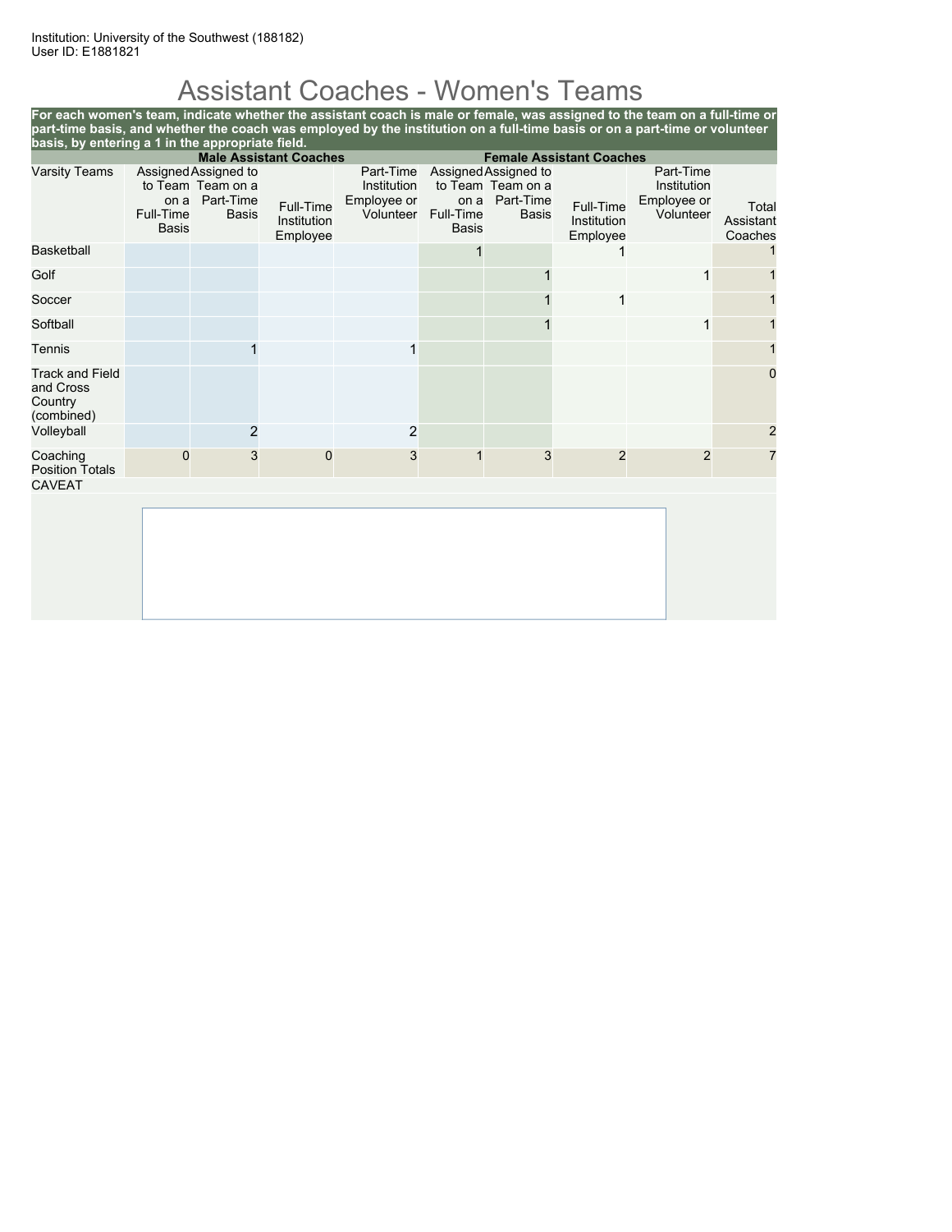Institution: University of the Southwest (188182)
User ID: E1881821

# Assistant Coaches - Women's Teams

**For each women's team, indicate whether the assistant coach is male or female, was assigned to the team on a full-time or part-time basis, and whether the coach was employed by the institution on a full-time basis or on a part-time or volunteer basis, by entering a 1 in the appropriate field.**

| | Male Assistant Coaches | | | | Female Assistant Coaches | | | | |
|---|---|---|---|---|---|---|---|---|---|
| Varsity Teams | Assigned to Team on a Full-Time Basis | Assigned to Team on a Part-Time Basis | Full-Time Institution Employee | Part-Time Institution Employee or Volunteer | Assigned to Team on a Full-Time Basis | Assigned to Team on a Part-Time Basis | Full-Time Institution Employee | Part-Time Institution Employee or Volunteer | Total Assistant Coaches |
| Basketball | | | | | 1 | | 1 | | 1 |
| Golf | | | | | | 1 | | 1 | 1 |
| Soccer | | | | | | 1 | 1 | | 1 |
| Softball | | | | | | 1 | | 1 | 1 |
| Tennis | | 1 | | 1 | | | | | 1 |
| Track and Field and Cross Country (combined) | | | | | | | | | 0 |
| Volleyball | | 2 | | 2 | | | | | 2 |
| Coaching Position Totals | 0 | 3 | 0 | 3 | 1 | 3 | 2 | 2 | 7 |

CAVEAT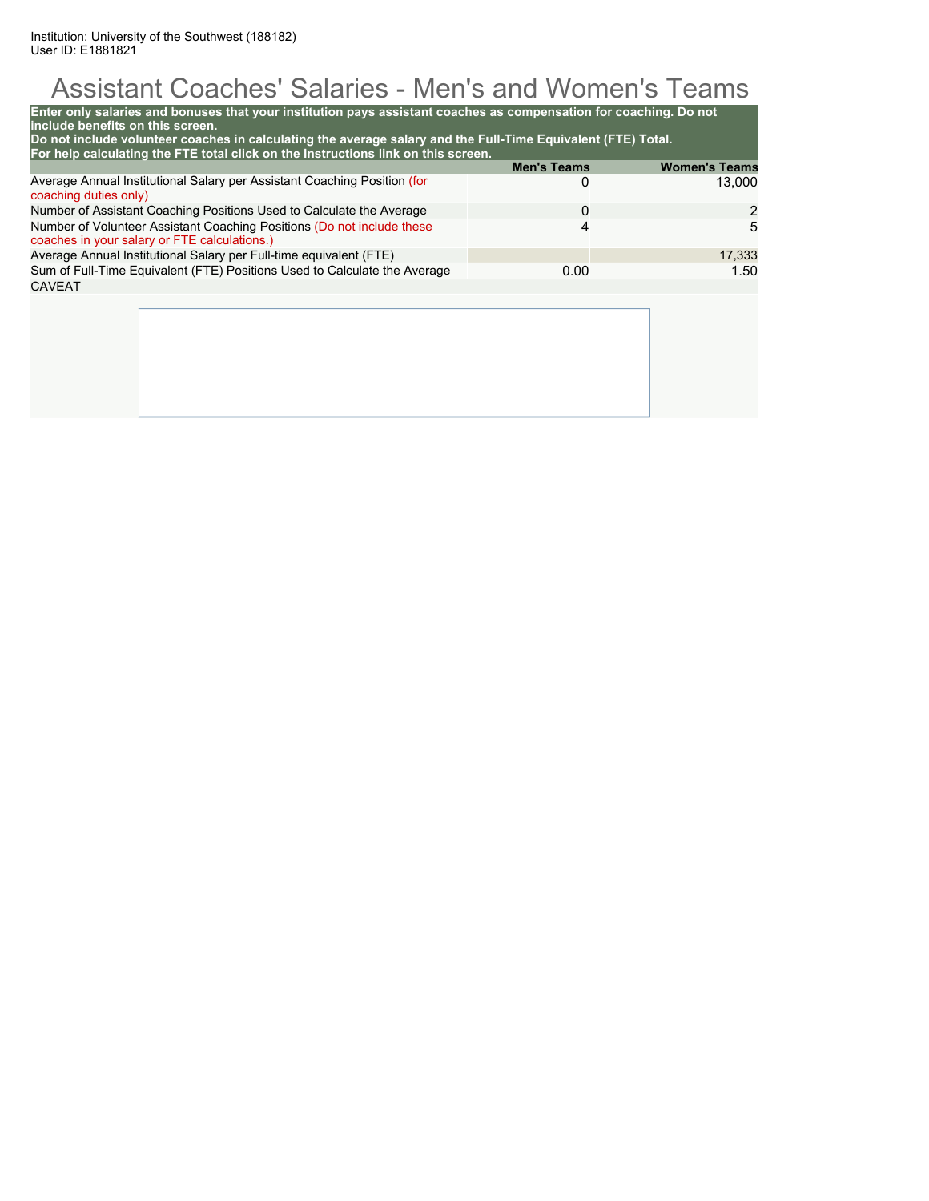Institution: University of the Southwest (188182)
User ID: E1881821

# Assistant Coaches' Salaries - Men's and Women's Teams

**Enter only salaries and bonuses that your institution pays assistant coaches as compensation for coaching. Do not include benefits on this screen.**
**Do not include volunteer coaches in calculating the average salary and the Full-Time Equivalent (FTE) Total.**
**For help calculating the FTE total click on the Instructions link on this screen.**

| | Men's Teams | Women's Teams |
|---|---|---|
| Average Annual Institutional Salary per Assistant Coaching Position (for coaching duties only) | 0 | 13,000 |
| Number of Assistant Coaching Positions Used to Calculate the Average | 0 | 2 |
| Number of Volunteer Assistant Coaching Positions (Do not include these coaches in your salary or FTE calculations.) | 4 | 5 |
| Average Annual Institutional Salary per Full-time equivalent (FTE) | | 17,333 |
| Sum of Full-Time Equivalent (FTE) Positions Used to Calculate the Average | 0.00 | 1.50 |

CAVEAT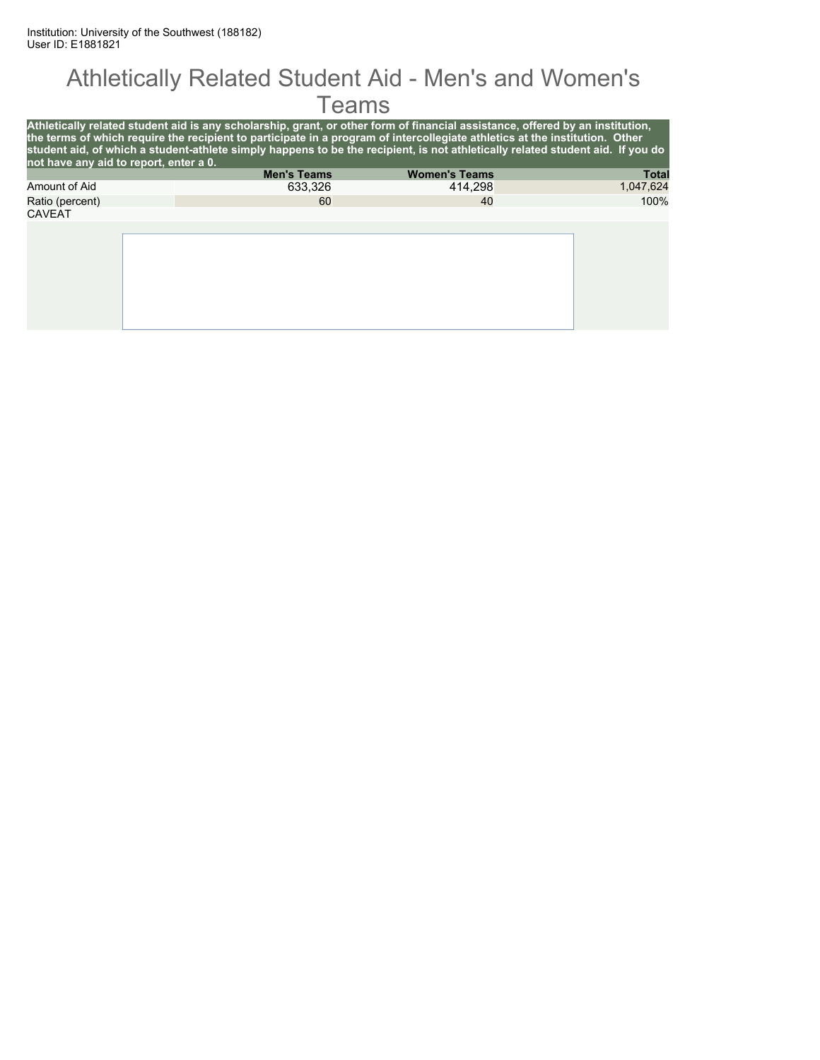# Athletically Related Student Aid - Men's and Women's Teams

**Athletically related student aid is any scholarship, grant, or other form of financial assistance, offered by an institution, the terms of which require the recipient to participate in a program of intercollegiate athletics at the institution. Other student aid, of which a student-athlete simply happens to be the recipient, is not athletically related student aid. If you do not have any aid to report, enter a 0.**

| | Men's Teams | Women's Teams | Total |
|---|---|---|---|
| Amount of Aid | 633,326 | 414,298 | 1,047,624 |
| Ratio (percent) | 60 | 40 | 100% |

CAVEAT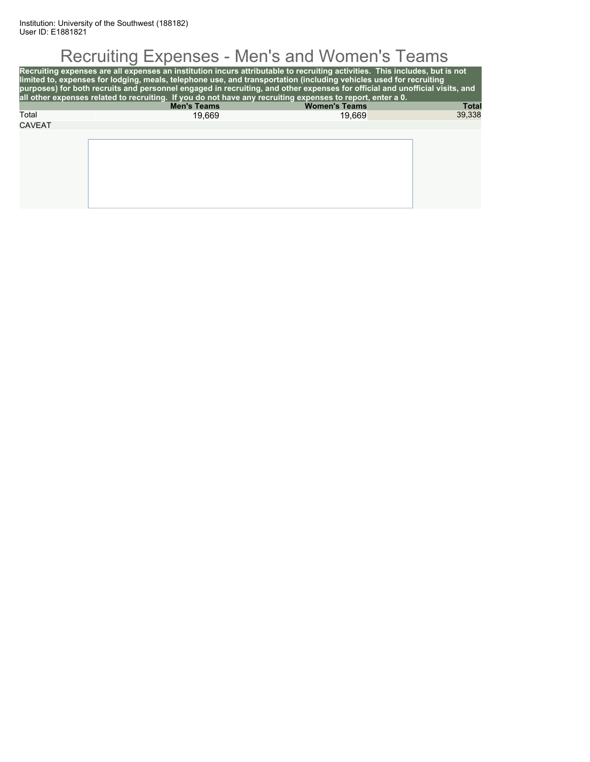Institution: University of the Southwest (188182)
User ID: E1881821

# Recruiting Expenses - Men's and Women's Teams

**Recruiting expenses are all expenses an institution incurs attributable to recruiting activities. This includes, but is not limited to, expenses for lodging, meals, telephone use, and transportation (including vehicles used for recruiting purposes) for both recruits and personnel engaged in recruiting, and other expenses for official and unofficial visits, and all other expenses related to recruiting. If you do not have any recruiting expenses to report, enter a 0.**

| | Men's Teams | Women's Teams | Total |
|---|---|---|---|
| Total | 19,669 | 19,669 | 39,338 |

CAVEAT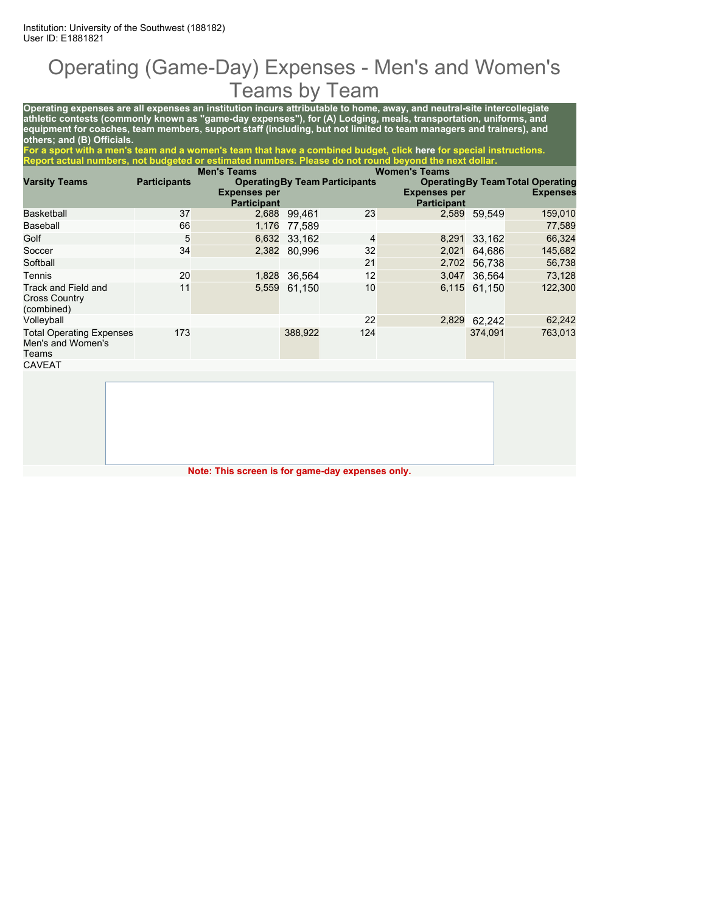Institution: University of the Southwest (188182)
User ID: E1881821

# Operating (Game-Day) Expenses - Men's and Women's Teams by Team

**Operating expenses are all expenses an institution incurs attributable to home, away, and neutral-site intercollegiate athletic contests (commonly known as "game-day expenses"), for (A) Lodging, meals, transportation, uniforms, and equipment for coaches, team members, support staff (including, but not limited to team managers and trainers), and others; and (B) Officials.**

**For a sport with a men's team and a women's team that have a combined budget, click here for special instructions. Report actual numbers, not budgeted or estimated numbers. Please do not round beyond the next dollar.**

| | Men's Teams | | | Women's Teams | | | |
|---|---|---|---|---|---|---|---|
| **Varsity Teams** | **Participants** | **Operating Expenses per Participant** | **By Team** | **Participants** | **Operating Expenses per Participant** | **By Team** | **Total Operating Expenses** |
| Basketball | 37 | 2,688 | 99,461 | 23 | 2,589 | 59,549 | 159,010 |
| Baseball | 66 | 1,176 | 77,589 | | | | 77,589 |
| Golf | 5 | 6,632 | 33,162 | 4 | 8,291 | 33,162 | 66,324 |
| Soccer | 34 | 2,382 | 80,996 | 32 | 2,021 | 64,686 | 145,682 |
| Softball | | | | 21 | 2,702 | 56,738 | 56,738 |
| Tennis | 20 | 1,828 | 36,564 | 12 | 3,047 | 36,564 | 73,128 |
| Track and Field and Cross Country (combined) | 11 | 5,559 | 61,150 | 10 | 6,115 | 61,150 | 122,300 |
| Volleyball | | | | 22 | 2,829 | 62,242 | 62,242 |
| Total Operating Expenses Men's and Women's Teams | 173 | | 388,922 | 124 | | 374,091 | 763,013 |

CAVEAT

**Note: This screen is for game-day expenses only.**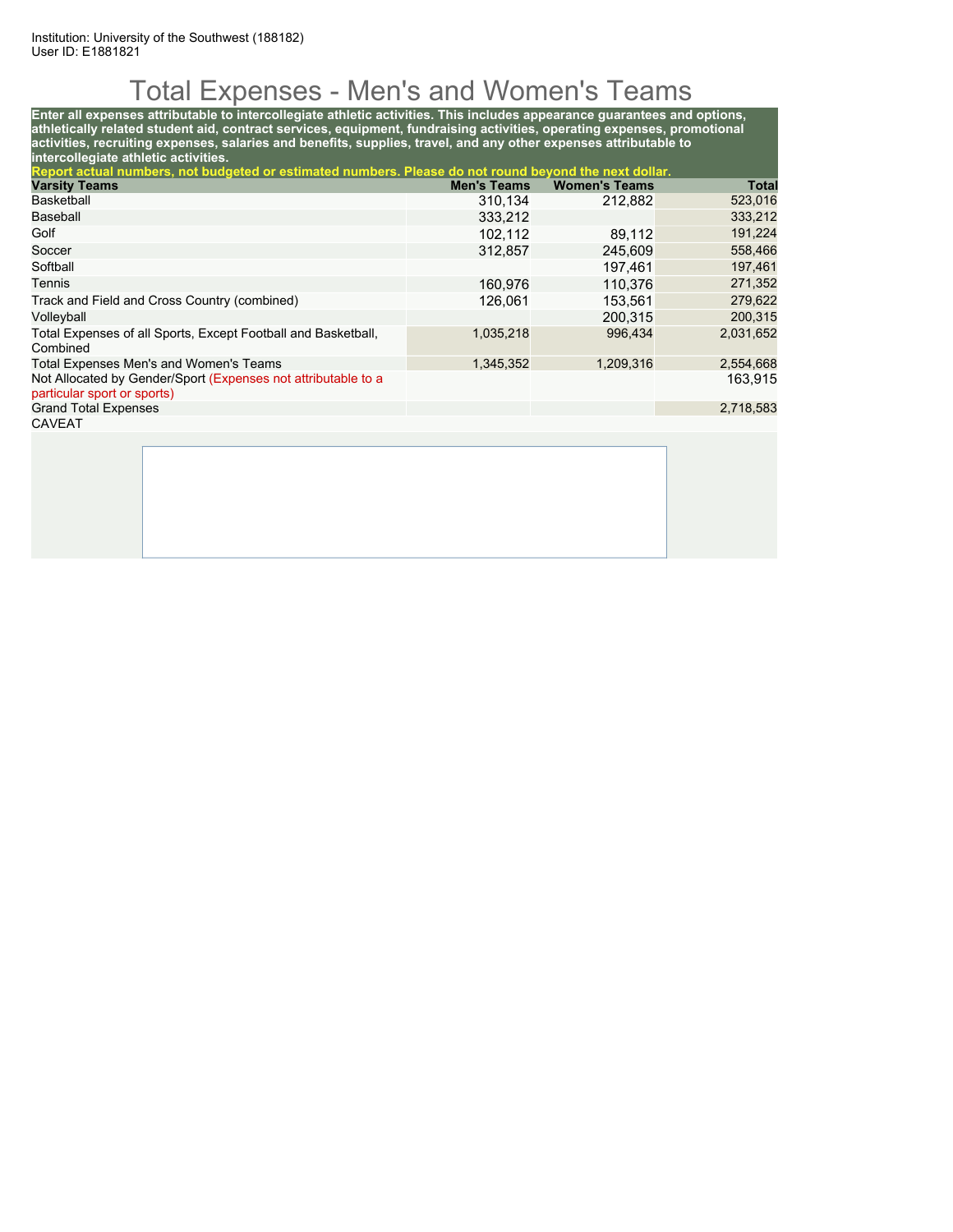Institution: University of the Southwest (188182)
User ID: E1881821

# Total Expenses - Men's and Women's Teams

**Enter all expenses attributable to intercollegiate athletic activities. This includes appearance guarantees and options, athletically related student aid, contract services, equipment, fundraising activities, operating expenses, promotional activities, recruiting expenses, salaries and benefits, supplies, travel, and any other expenses attributable to intercollegiate athletic activities.**

**Report actual numbers, not budgeted or estimated numbers. Please do not round beyond the next dollar.**

| Varsity Teams | Men's Teams | Women's Teams | Total |
|---|---|---|---|
| Basketball | 310,134 | 212,882 | 523,016 |
| Baseball | 333,212 | | 333,212 |
| Golf | 102,112 | 89,112 | 191,224 |
| Soccer | 312,857 | 245,609 | 558,466 |
| Softball | | 197,461 | 197,461 |
| Tennis | 160,976 | 110,376 | 271,352 |
| Track and Field and Cross Country (combined) | 126,061 | 153,561 | 279,622 |
| Volleyball | | 200,315 | 200,315 |
| Total Expenses of all Sports, Except Football and Basketball, Combined | 1,035,218 | 996,434 | 2,031,652 |
| Total Expenses Men's and Women's Teams | 1,345,352 | 1,209,316 | 2,554,668 |
| Not Allocated by Gender/Sport (Expenses not attributable to a particular sport or sports) | | | 163,915 |
| Grand Total Expenses | | | 2,718,583 |

CAVEAT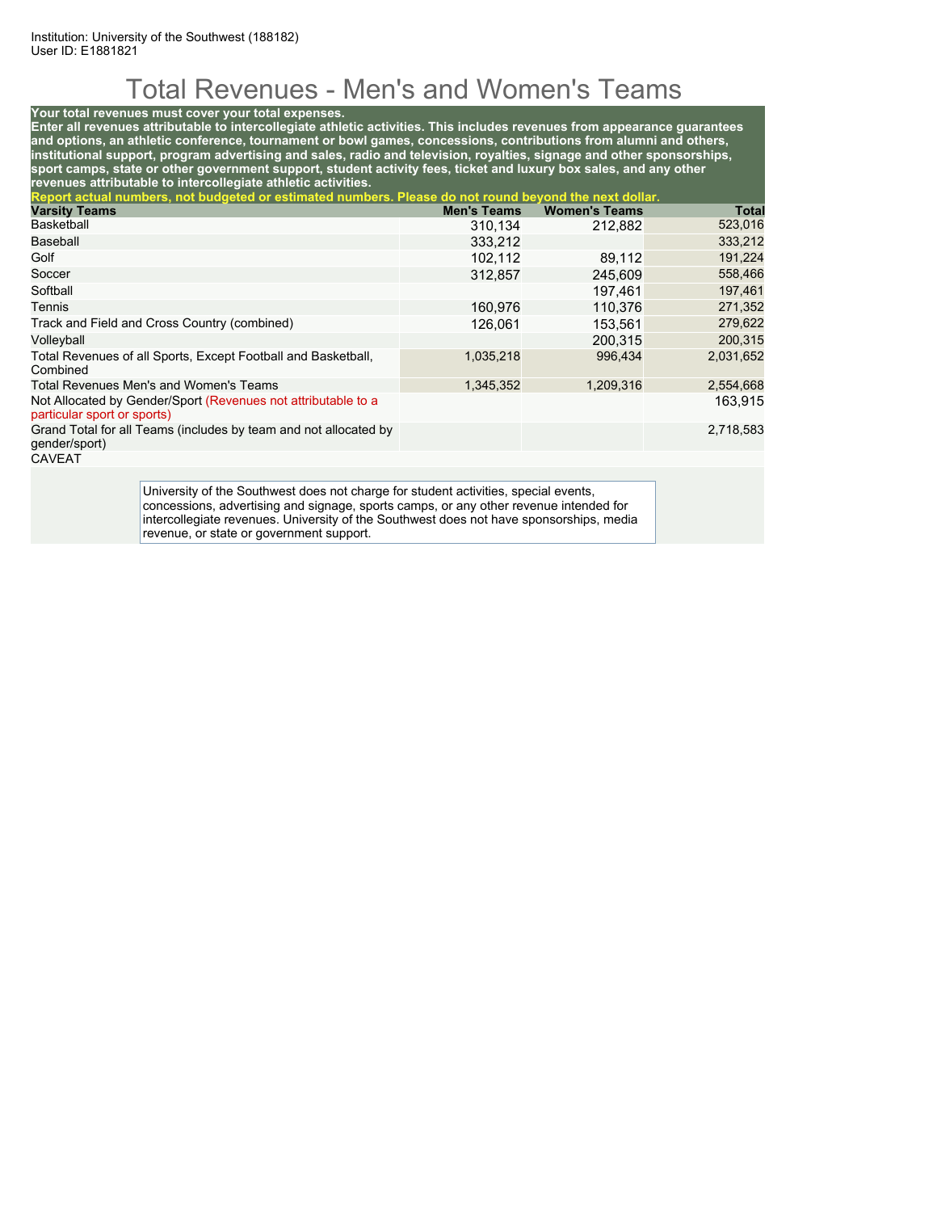Institution: University of the Southwest (188182)
User ID: E1881821

# Total Revenues - Men's and Women's Teams

**Your total revenues must cover your total expenses.**
**Enter all revenues attributable to intercollegiate athletic activities. This includes revenues from appearance guarantees and options, an athletic conference, tournament or bowl games, concessions, contributions from alumni and others, institutional support, program advertising and sales, radio and television, royalties, signage and other sponsorships, sport camps, state or other government support, student activity fees, ticket and luxury box sales, and any other revenues attributable to intercollegiate athletic activities.**
**Report actual numbers, not budgeted or estimated numbers. Please do not round beyond the next dollar.**

| Varsity Teams | Men's Teams | Women's Teams | Total |
|---|---|---|---|
| Basketball | 310,134 | 212,882 | 523,016 |
| Baseball | 333,212 | | 333,212 |
| Golf | 102,112 | 89,112 | 191,224 |
| Soccer | 312,857 | 245,609 | 558,466 |
| Softball | | 197,461 | 197,461 |
| Tennis | 160,976 | 110,376 | 271,352 |
| Track and Field and Cross Country (combined) | 126,061 | 153,561 | 279,622 |
| Volleyball | | 200,315 | 200,315 |
| Total Revenues of all Sports, Except Football and Basketball, Combined | 1,035,218 | 996,434 | 2,031,652 |
| Total Revenues Men's and Women's Teams | 1,345,352 | 1,209,316 | 2,554,668 |
| Not Allocated by Gender/Sport (Revenues not attributable to a particular sport or sports) | | | 163,915 |
| Grand Total for all Teams (includes by team and not allocated by gender/sport) | | | 2,718,583 |

CAVEAT

University of the Southwest does not charge for student activities, special events, concessions, advertising and signage, sports camps, or any other revenue intended for intercollegiate revenues. University of the Southwest does not have sponsorships, media revenue, or state or government support.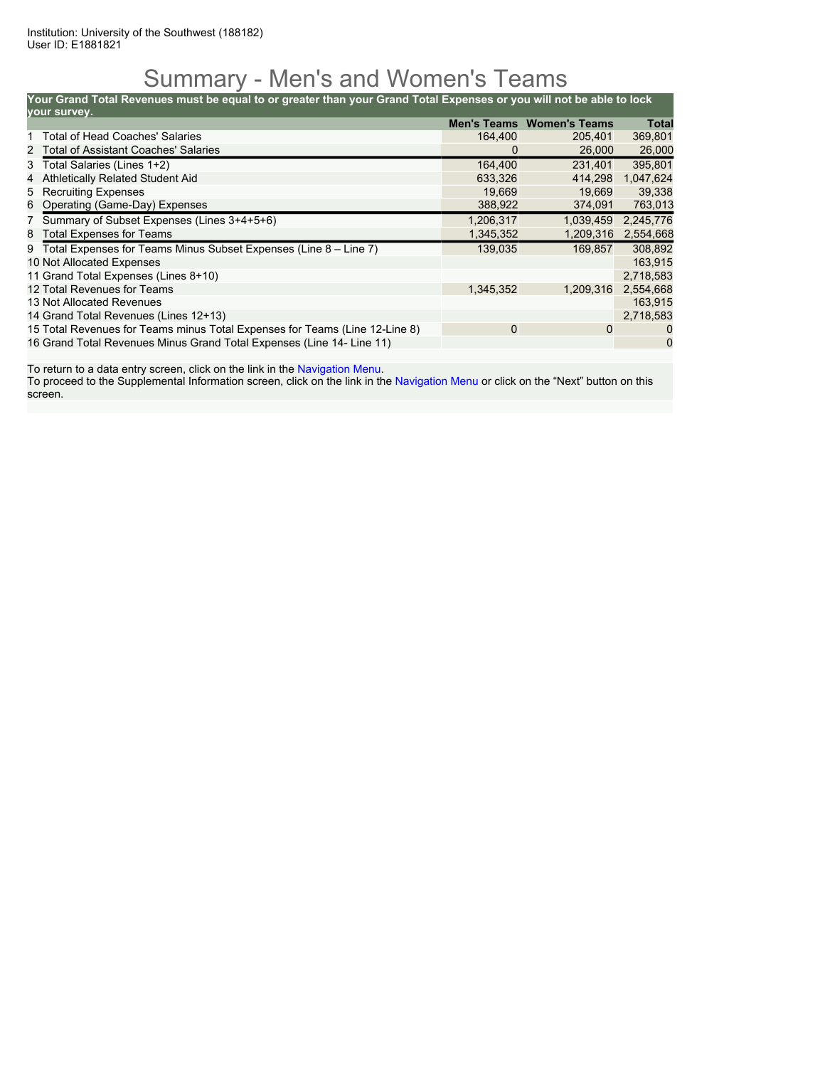Institution: University of the Southwest (188182)
User ID: E1881821

# Summary - Men's and Women's Teams

**Your Grand Total Revenues must be equal to or greater than your Grand Total Expenses or you will not be able to lock your survey.**

| | Men's Teams | Women's Teams | Total |
|---|---|---|---|
| 1 Total of Head Coaches' Salaries | 164,400 | 205,401 | 369,801 |
| 2 Total of Assistant Coaches' Salaries | 0 | 26,000 | 26,000 |
| 3 Total Salaries (Lines 1+2) | 164,400 | 231,401 | 395,801 |
| 4 Athletically Related Student Aid | 633,326 | 414,298 | 1,047,624 |
| 5 Recruiting Expenses | 19,669 | 19,669 | 39,338 |
| 6 Operating (Game-Day) Expenses | 388,922 | 374,091 | 763,013 |
| 7 Summary of Subset Expenses (Lines 3+4+5+6) | 1,206,317 | 1,039,459 | 2,245,776 |
| 8 Total Expenses for Teams | 1,345,352 | 1,209,316 | 2,554,668 |
| 9 Total Expenses for Teams Minus Subset Expenses (Line 8 – Line 7) | 139,035 | 169,857 | 308,892 |
| 10 Not Allocated Expenses | | | 163,915 |
| 11 Grand Total Expenses (Lines 8+10) | | | 2,718,583 |
| 12 Total Revenues for Teams | 1,345,352 | 1,209,316 | 2,554,668 |
| 13 Not Allocated Revenues | | | 163,915 |
| 14 Grand Total Revenues (Lines 12+13) | | | 2,718,583 |
| 15 Total Revenues for Teams minus Total Expenses for Teams (Line 12-Line 8) | 0 | 0 | 0 |
| 16 Grand Total Revenues Minus Grand Total Expenses (Line 14- Line 11) | | | 0 |

To return to a data entry screen, click on the link in the Navigation Menu.
To proceed to the Supplemental Information screen, click on the link in the Navigation Menu or click on the "Next" button on this screen.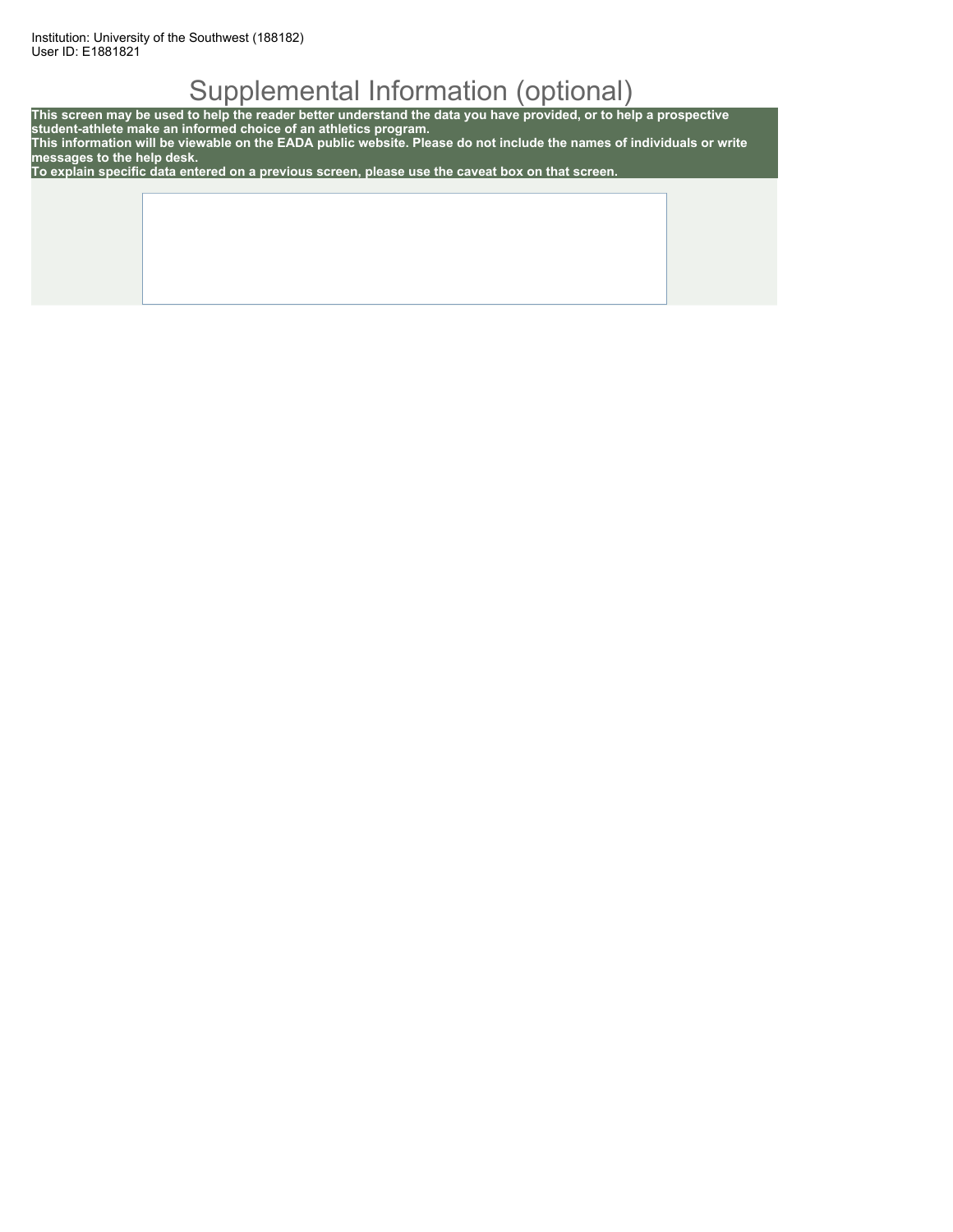Institution: University of the Southwest (188182)
User ID: E1881821

# Supplemental Information (optional)

**This screen may be used to help the reader better understand the data you have provided, or to help a prospective student-athlete make an informed choice of an athletics program.**
**This information will be viewable on the EADA public website. Please do not include the names of individuals or write messages to the help desk.**
**To explain specific data entered on a previous screen, please use the caveat box on that screen.**